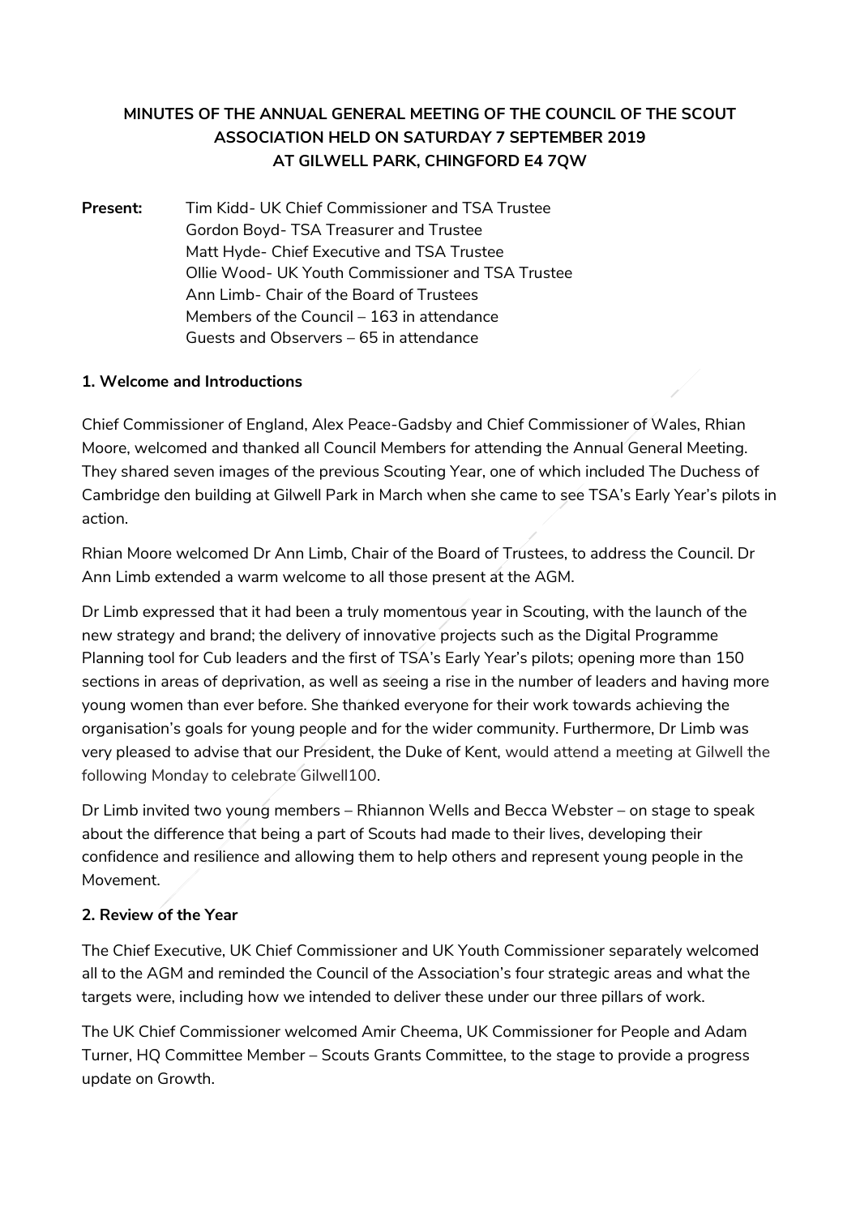**MINUTES OF THE ANNUAL GENERAL MEETING OF THE COUNCIL OF THE SCOUT ASSOCIATION HELD ON SATURDAY 7 SEPTEMBER 2019 AT GILWELL PARK, CHINGFORD E4 7QW**

**Present:**

Tim Kidd- UK Chief Commissioner and TSA Trustee
Gordon Boyd- TSA Treasurer and Trustee
Matt Hyde- Chief Executive and TSA Trustee
Ollie Wood- UK Youth Commissioner and TSA Trustee
Ann Limb- Chair of the Board of Trustees
Members of the Council – 163 in attendance
Guests and Observers – 65 in attendance

**1. Welcome and Introductions**

Chief Commissioner of England, Alex Peace-Gadsby and Chief Commissioner of Wales, Rhian Moore, welcomed and thanked all Council Members for attending the Annual General Meeting. They shared seven images of the previous Scouting Year, one of which included The Duchess of Cambridge den building at Gilwell Park in March when she came to see TSA's Early Year's pilots in action.

Rhian Moore welcomed Dr Ann Limb, Chair of the Board of Trustees, to address the Council. Dr Ann Limb extended a warm welcome to all those present at the AGM.

Dr Limb expressed that it had been a truly momentous year in Scouting, with the launch of the new strategy and brand; the delivery of innovative projects such as the Digital Programme Planning tool for Cub leaders and the first of TSA's Early Year's pilots; opening more than 150 sections in areas of deprivation, as well as seeing a rise in the number of leaders and having more young women than ever before. She thanked everyone for their work towards achieving the organisation's goals for young people and for the wider community. Furthermore, Dr Limb was very pleased to advise that our President, the Duke of Kent, would attend a meeting at Gilwell the following Monday to celebrate Gilwell100.

Dr Limb invited two young members – Rhiannon Wells and Becca Webster – on stage to speak about the difference that being a part of Scouts had made to their lives, developing their confidence and resilience and allowing them to help others and represent young people in the Movement.

**2. Review of the Year**

The Chief Executive, UK Chief Commissioner and UK Youth Commissioner separately welcomed all to the AGM and reminded the Council of the Association's four strategic areas and what the targets were, including how we intended to deliver these under our three pillars of work.

The UK Chief Commissioner welcomed Amir Cheema, UK Commissioner for People and Adam Turner, HQ Committee Member – Scouts Grants Committee, to the stage to provide a progress update on Growth.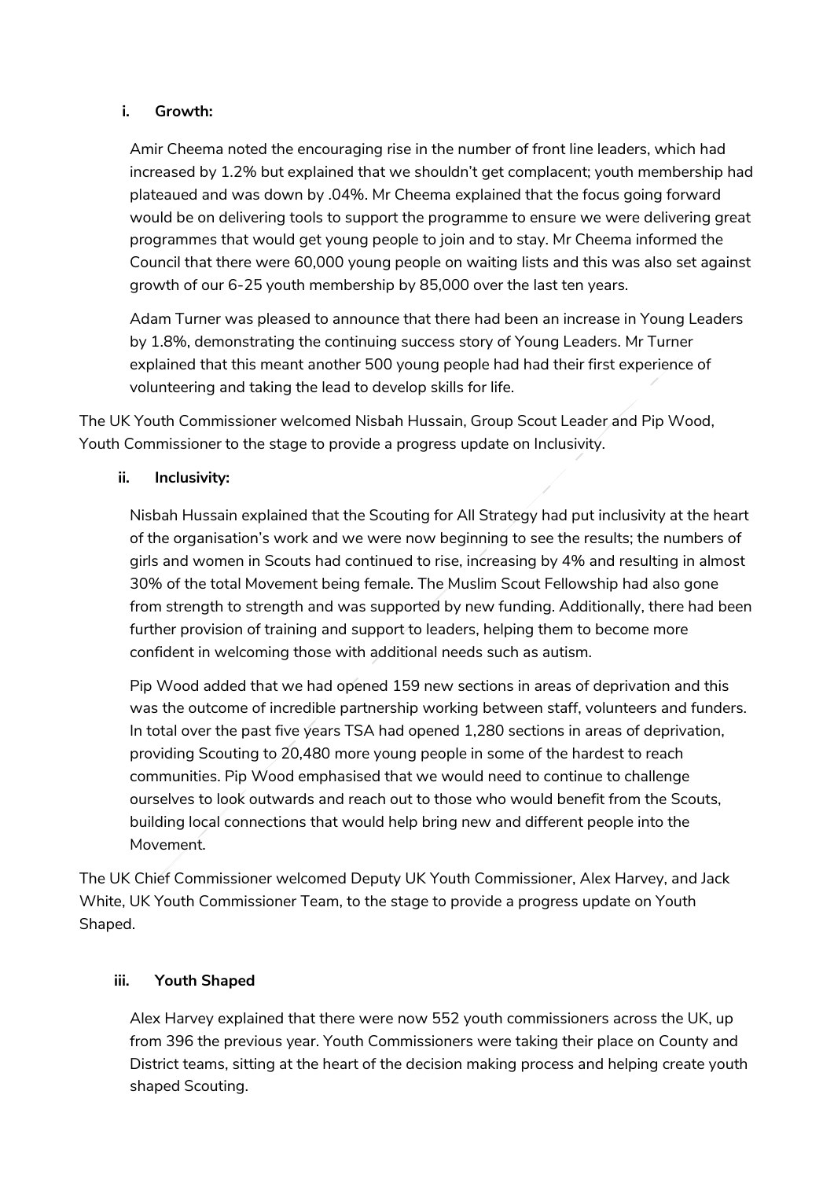**i. Growth:**

Amir Cheema noted the encouraging rise in the number of front line leaders, which had increased by 1.2% but explained that we shouldn't get complacent; youth membership had plateaued and was down by .04%. Mr Cheema explained that the focus going forward would be on delivering tools to support the programme to ensure we were delivering great programmes that would get young people to join and to stay. Mr Cheema informed the Council that there were 60,000 young people on waiting lists and this was also set against growth of our 6-25 youth membership by 85,000 over the last ten years.

Adam Turner was pleased to announce that there had been an increase in Young Leaders by 1.8%, demonstrating the continuing success story of Young Leaders. Mr Turner explained that this meant another 500 young people had had their first experience of volunteering and taking the lead to develop skills for life.

The UK Youth Commissioner welcomed Nisbah Hussain, Group Scout Leader and Pip Wood, Youth Commissioner to the stage to provide a progress update on Inclusivity.

**ii. Inclusivity:**

Nisbah Hussain explained that the Scouting for All Strategy had put inclusivity at the heart of the organisation's work and we were now beginning to see the results; the numbers of girls and women in Scouts had continued to rise, increasing by 4% and resulting in almost 30% of the total Movement being female. The Muslim Scout Fellowship had also gone from strength to strength and was supported by new funding. Additionally, there had been further provision of training and support to leaders, helping them to become more confident in welcoming those with additional needs such as autism.

Pip Wood added that we had opened 159 new sections in areas of deprivation and this was the outcome of incredible partnership working between staff, volunteers and funders. In total over the past five years TSA had opened 1,280 sections in areas of deprivation, providing Scouting to 20,480 more young people in some of the hardest to reach communities. Pip Wood emphasised that we would need to continue to challenge ourselves to look outwards and reach out to those who would benefit from the Scouts, building local connections that would help bring new and different people into the Movement.

The UK Chief Commissioner welcomed Deputy UK Youth Commissioner, Alex Harvey, and Jack White, UK Youth Commissioner Team, to the stage to provide a progress update on Youth Shaped.

**iii. Youth Shaped**

Alex Harvey explained that there were now 552 youth commissioners across the UK, up from 396 the previous year. Youth Commissioners were taking their place on County and District teams, sitting at the heart of the decision making process and helping create youth shaped Scouting.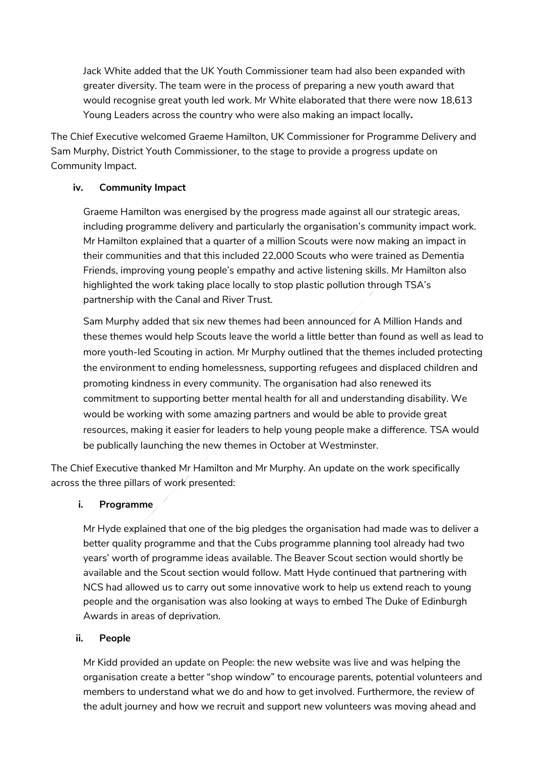Jack White added that the UK Youth Commissioner team had also been expanded with greater diversity. The team were in the process of preparing a new youth award that would recognise great youth led work. Mr White elaborated that there were now 18,613 Young Leaders across the country who were also making an impact locally**.**

The Chief Executive welcomed Graeme Hamilton, UK Commissioner for Programme Delivery and Sam Murphy, District Youth Commissioner, to the stage to provide a progress update on Community Impact.

**iv. Community Impact**

Graeme Hamilton was energised by the progress made against all our strategic areas, including programme delivery and particularly the organisation's community impact work. Mr Hamilton explained that a quarter of a million Scouts were now making an impact in their communities and that this included 22,000 Scouts who were trained as Dementia Friends, improving young people's empathy and active listening skills. Mr Hamilton also highlighted the work taking place locally to stop plastic pollution through TSA's partnership with the Canal and River Trust.

Sam Murphy added that six new themes had been announced for A Million Hands and these themes would help Scouts leave the world a little better than found as well as lead to more youth-led Scouting in action. Mr Murphy outlined that the themes included protecting the environment to ending homelessness, supporting refugees and displaced children and promoting kindness in every community. The organisation had also renewed its commitment to supporting better mental health for all and understanding disability. We would be working with some amazing partners and would be able to provide great resources, making it easier for leaders to help young people make a difference. TSA would be publically launching the new themes in October at Westminster.

The Chief Executive thanked Mr Hamilton and Mr Murphy. An update on the work specifically across the three pillars of work presented:

**i. Programme**

Mr Hyde explained that one of the big pledges the organisation had made was to deliver a better quality programme and that the Cubs programme planning tool already had two years' worth of programme ideas available. The Beaver Scout section would shortly be available and the Scout section would follow. Matt Hyde continued that partnering with NCS had allowed us to carry out some innovative work to help us extend reach to young people and the organisation was also looking at ways to embed The Duke of Edinburgh Awards in areas of deprivation.

**ii. People**

Mr Kidd provided an update on People: the new website was live and was helping the organisation create a better "shop window" to encourage parents, potential volunteers and members to understand what we do and how to get involved. Furthermore, the review of the adult journey and how we recruit and support new volunteers was moving ahead and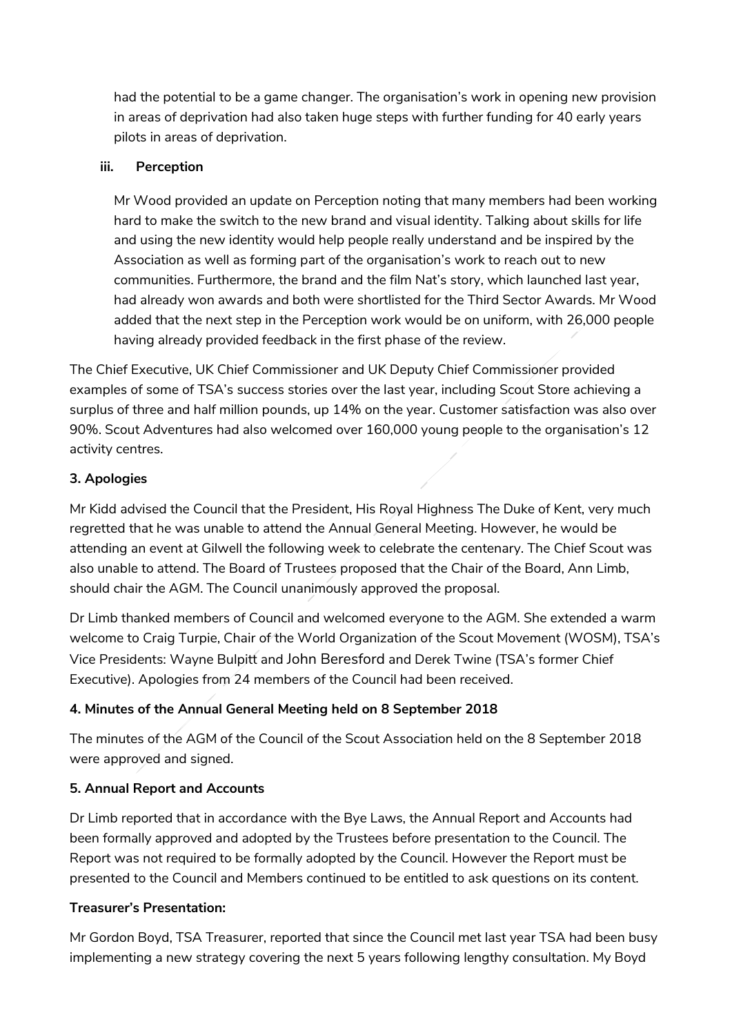had the potential to be a game changer. The organisation's work in opening new provision in areas of deprivation had also taken huge steps with further funding for 40 early years pilots in areas of deprivation.

**iii. Perception**

Mr Wood provided an update on Perception noting that many members had been working hard to make the switch to the new brand and visual identity. Talking about skills for life and using the new identity would help people really understand and be inspired by the Association as well as forming part of the organisation's work to reach out to new communities. Furthermore, the brand and the film Nat's story, which launched last year, had already won awards and both were shortlisted for the Third Sector Awards. Mr Wood added that the next step in the Perception work would be on uniform, with 26,000 people having already provided feedback in the first phase of the review.

The Chief Executive, UK Chief Commissioner and UK Deputy Chief Commissioner provided examples of some of TSA's success stories over the last year, including Scout Store achieving a surplus of three and half million pounds, up 14% on the year. Customer satisfaction was also over 90%. Scout Adventures had also welcomed over 160,000 young people to the organisation's 12 activity centres.

**3. Apologies**

Mr Kidd advised the Council that the President, His Royal Highness The Duke of Kent, very much regretted that he was unable to attend the Annual General Meeting. However, he would be attending an event at Gilwell the following week to celebrate the centenary. The Chief Scout was also unable to attend. The Board of Trustees proposed that the Chair of the Board, Ann Limb, should chair the AGM. The Council unanimously approved the proposal.

Dr Limb thanked members of Council and welcomed everyone to the AGM. She extended a warm welcome to Craig Turpie, Chair of the World Organization of the Scout Movement (WOSM), TSA's Vice Presidents: Wayne Bulpitt and John Beresford and Derek Twine (TSA's former Chief Executive). Apologies from 24 members of the Council had been received.

**4. Minutes of the Annual General Meeting held on 8 September 2018**

The minutes of the AGM of the Council of the Scout Association held on the 8 September 2018 were approved and signed.

**5. Annual Report and Accounts**

Dr Limb reported that in accordance with the Bye Laws, the Annual Report and Accounts had been formally approved and adopted by the Trustees before presentation to the Council. The Report was not required to be formally adopted by the Council. However the Report must be presented to the Council and Members continued to be entitled to ask questions on its content.

**Treasurer's Presentation:**

Mr Gordon Boyd, TSA Treasurer, reported that since the Council met last year TSA had been busy implementing a new strategy covering the next 5 years following lengthy consultation. My Boyd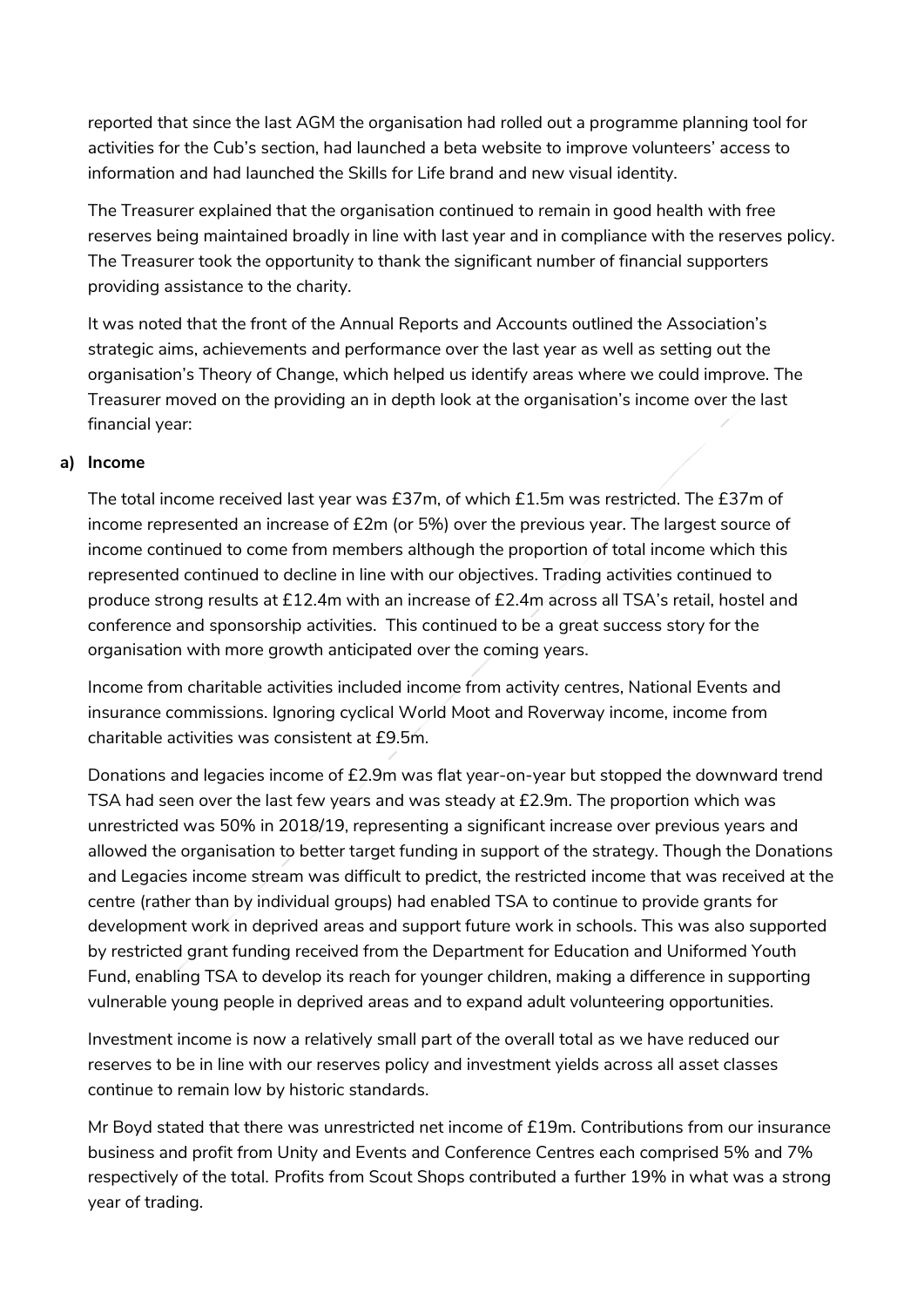reported that since the last AGM the organisation had rolled out a programme planning tool for activities for the Cub's section, had launched a beta website to improve volunteers' access to information and had launched the Skills for Life brand and new visual identity.

The Treasurer explained that the organisation continued to remain in good health with free reserves being maintained broadly in line with last year and in compliance with the reserves policy. The Treasurer took the opportunity to thank the significant number of financial supporters providing assistance to the charity.

It was noted that the front of the Annual Reports and Accounts outlined the Association's strategic aims, achievements and performance over the last year as well as setting out the organisation's Theory of Change, which helped us identify areas where we could improve. The Treasurer moved on the providing an in depth look at the organisation's income over the last financial year:

**a) Income**

The total income received last year was £37m, of which £1.5m was restricted. The £37m of income represented an increase of £2m (or 5%) over the previous year. The largest source of income continued to come from members although the proportion of total income which this represented continued to decline in line with our objectives. Trading activities continued to produce strong results at £12.4m with an increase of £2.4m across all TSA's retail, hostel and conference and sponsorship activities. This continued to be a great success story for the organisation with more growth anticipated over the coming years.

Income from charitable activities included income from activity centres, National Events and insurance commissions. Ignoring cyclical World Moot and Roverway income, income from charitable activities was consistent at £9.5m.

Donations and legacies income of £2.9m was flat year-on-year but stopped the downward trend TSA had seen over the last few years and was steady at £2.9m. The proportion which was unrestricted was 50% in 2018/19, representing a significant increase over previous years and allowed the organisation to better target funding in support of the strategy. Though the Donations and Legacies income stream was difficult to predict, the restricted income that was received at the centre (rather than by individual groups) had enabled TSA to continue to provide grants for development work in deprived areas and support future work in schools. This was also supported by restricted grant funding received from the Department for Education and Uniformed Youth Fund, enabling TSA to develop its reach for younger children, making a difference in supporting vulnerable young people in deprived areas and to expand adult volunteering opportunities.

Investment income is now a relatively small part of the overall total as we have reduced our reserves to be in line with our reserves policy and investment yields across all asset classes continue to remain low by historic standards.

Mr Boyd stated that there was unrestricted net income of £19m. Contributions from our insurance business and profit from Unity and Events and Conference Centres each comprised 5% and 7% respectively of the total. Profits from Scout Shops contributed a further 19% in what was a strong year of trading.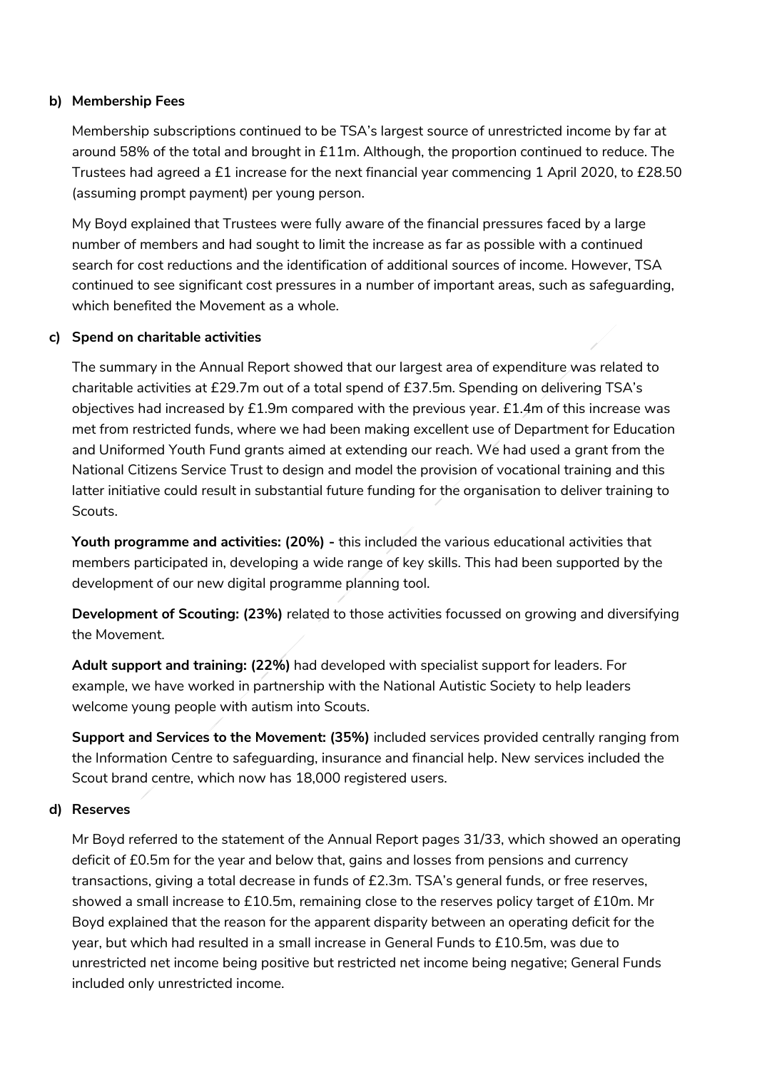**b) Membership Fees**

Membership subscriptions continued to be TSA's largest source of unrestricted income by far at around 58% of the total and brought in £11m. Although, the proportion continued to reduce. The Trustees had agreed a £1 increase for the next financial year commencing 1 April 2020, to £28.50 (assuming prompt payment) per young person.

My Boyd explained that Trustees were fully aware of the financial pressures faced by a large number of members and had sought to limit the increase as far as possible with a continued search for cost reductions and the identification of additional sources of income. However, TSA continued to see significant cost pressures in a number of important areas, such as safeguarding, which benefited the Movement as a whole.

**c) Spend on charitable activities**

The summary in the Annual Report showed that our largest area of expenditure was related to charitable activities at £29.7m out of a total spend of £37.5m. Spending on delivering TSA's objectives had increased by £1.9m compared with the previous year. £1.4m of this increase was met from restricted funds, where we had been making excellent use of Department for Education and Uniformed Youth Fund grants aimed at extending our reach. We had used a grant from the National Citizens Service Trust to design and model the provision of vocational training and this latter initiative could result in substantial future funding for the organisation to deliver training to Scouts.

**Youth programme and activities: (20%) -** this included the various educational activities that members participated in, developing a wide range of key skills. This had been supported by the development of our new digital programme planning tool.

**Development of Scouting: (23%)** related to those activities focussed on growing and diversifying the Movement.

**Adult support and training: (22%)** had developed with specialist support for leaders. For example, we have worked in partnership with the National Autistic Society to help leaders welcome young people with autism into Scouts.

**Support and Services to the Movement: (35%)** included services provided centrally ranging from the Information Centre to safeguarding, insurance and financial help. New services included the Scout brand centre, which now has 18,000 registered users.

**d) Reserves**

Mr Boyd referred to the statement of the Annual Report pages 31/33, which showed an operating deficit of £0.5m for the year and below that, gains and losses from pensions and currency transactions, giving a total decrease in funds of £2.3m. TSA's general funds, or free reserves, showed a small increase to £10.5m, remaining close to the reserves policy target of £10m. Mr Boyd explained that the reason for the apparent disparity between an operating deficit for the year, but which had resulted in a small increase in General Funds to £10.5m, was due to unrestricted net income being positive but restricted net income being negative; General Funds included only unrestricted income.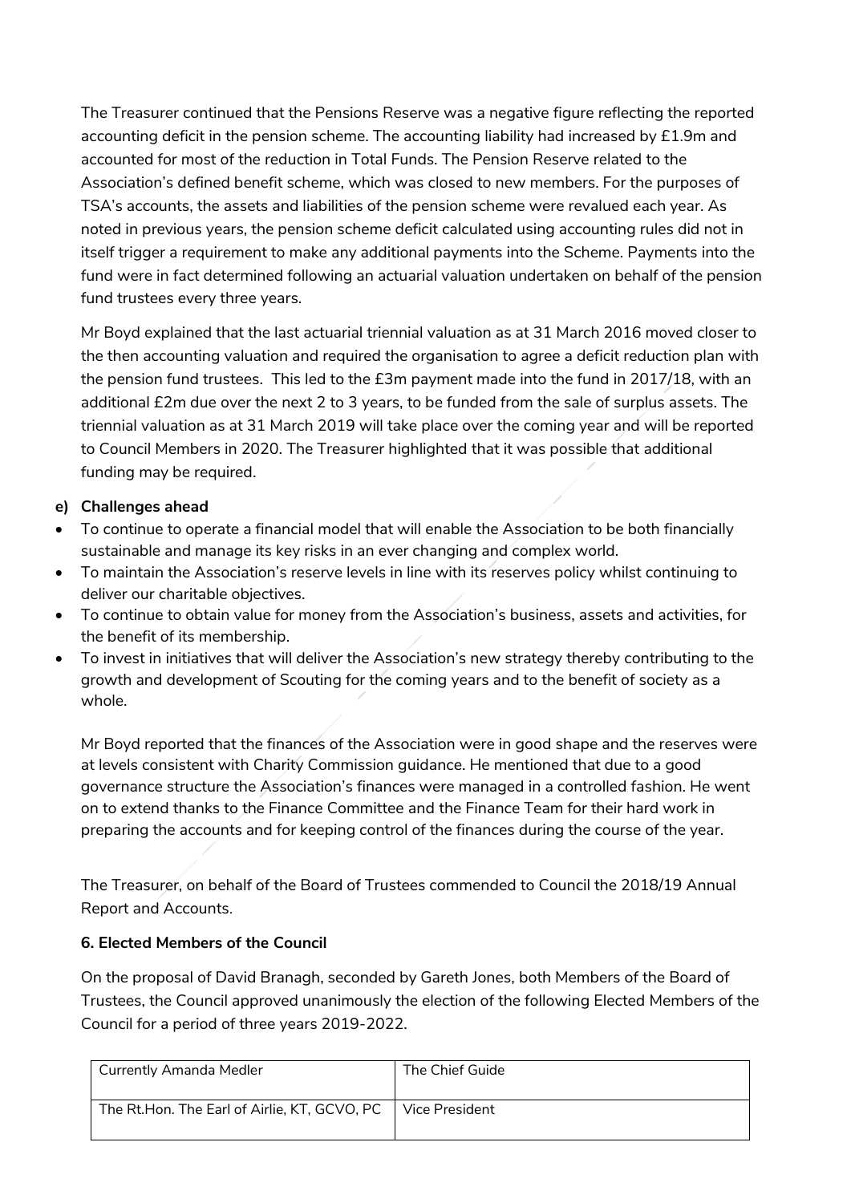The Treasurer continued that the Pensions Reserve was a negative figure reflecting the reported accounting deficit in the pension scheme. The accounting liability had increased by £1.9m and accounted for most of the reduction in Total Funds. The Pension Reserve related to the Association's defined benefit scheme, which was closed to new members. For the purposes of TSA's accounts, the assets and liabilities of the pension scheme were revalued each year. As noted in previous years, the pension scheme deficit calculated using accounting rules did not in itself trigger a requirement to make any additional payments into the Scheme. Payments into the fund were in fact determined following an actuarial valuation undertaken on behalf of the pension fund trustees every three years.

Mr Boyd explained that the last actuarial triennial valuation as at 31 March 2016 moved closer to the then accounting valuation and required the organisation to agree a deficit reduction plan with the pension fund trustees. This led to the £3m payment made into the fund in 2017/18, with an additional £2m due over the next 2 to 3 years, to be funded from the sale of surplus assets. The triennial valuation as at 31 March 2019 will take place over the coming year and will be reported to Council Members in 2020. The Treasurer highlighted that it was possible that additional funding may be required.

**e) Challenges ahead**

- To continue to operate a financial model that will enable the Association to be both financially sustainable and manage its key risks in an ever changing and complex world.
- To maintain the Association's reserve levels in line with its reserves policy whilst continuing to deliver our charitable objectives.
- To continue to obtain value for money from the Association's business, assets and activities, for the benefit of its membership.
- To invest in initiatives that will deliver the Association's new strategy thereby contributing to the growth and development of Scouting for the coming years and to the benefit of society as a whole.

Mr Boyd reported that the finances of the Association were in good shape and the reserves were at levels consistent with Charity Commission guidance. He mentioned that due to a good governance structure the Association's finances were managed in a controlled fashion. He went on to extend thanks to the Finance Committee and the Finance Team for their hard work in preparing the accounts and for keeping control of the finances during the course of the year.

The Treasurer, on behalf of the Board of Trustees commended to Council the 2018/19 Annual Report and Accounts.

**6. Elected Members of the Council**

On the proposal of David Branagh, seconded by Gareth Jones, both Members of the Board of Trustees, the Council approved unanimously the election of the following Elected Members of the Council for a period of three years 2019-2022.

| | |
|---|---|
| Currently Amanda Medler | The Chief Guide |
| The Rt.Hon. The Earl of Airlie, KT, GCVO, PC | Vice President |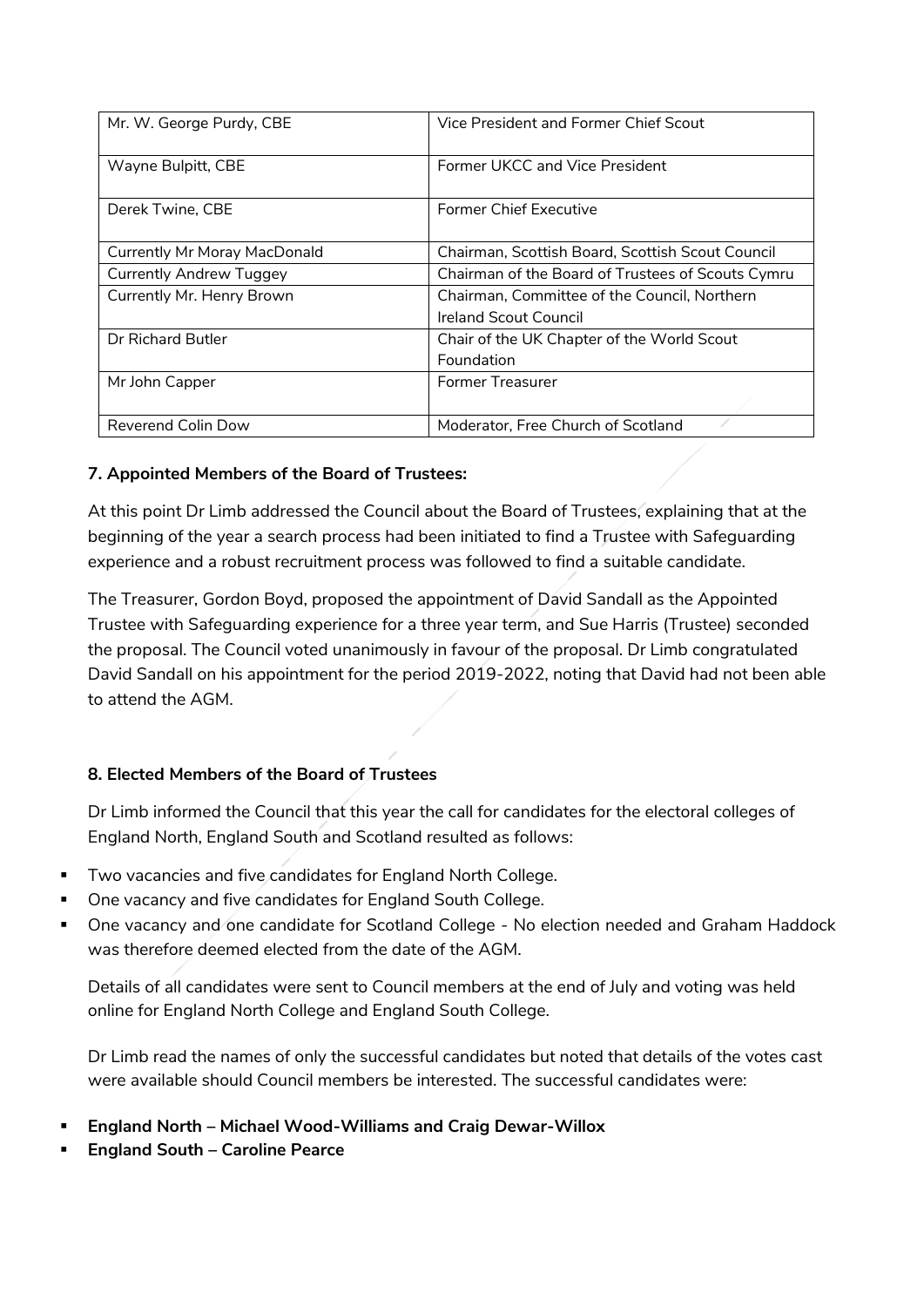| | |
|---|---|
| Mr. W. George Purdy, CBE | Vice President and Former Chief Scout |
| Wayne Bulpitt, CBE | Former UKCC and Vice President |
| Derek Twine, CBE | Former Chief Executive |
| Currently Mr Moray MacDonald | Chairman, Scottish Board, Scottish Scout Council |
| Currently Andrew Tuggey | Chairman of the Board of Trustees of Scouts Cymru |
| Currently Mr. Henry Brown | Chairman, Committee of the Council, Northern Ireland Scout Council |
| Dr Richard Butler | Chair of the UK Chapter of the World Scout Foundation |
| Mr John Capper | Former Treasurer |
| Reverend Colin Dow | Moderator, Free Church of Scotland |

### 7. Appointed Members of the Board of Trustees:

At this point Dr Limb addressed the Council about the Board of Trustees, explaining that at the beginning of the year a search process had been initiated to find a Trustee with Safeguarding experience and a robust recruitment process was followed to find a suitable candidate.

The Treasurer, Gordon Boyd, proposed the appointment of David Sandall as the Appointed Trustee with Safeguarding experience for a three year term, and Sue Harris (Trustee) seconded the proposal. The Council voted unanimously in favour of the proposal. Dr Limb congratulated David Sandall on his appointment for the period 2019-2022, noting that David had not been able to attend the AGM.

### 8. Elected Members of the Board of Trustees

Dr Limb informed the Council that this year the call for candidates for the electoral colleges of England North, England South and Scotland resulted as follows:

- Two vacancies and five candidates for England North College.
- One vacancy and five candidates for England South College.
- One vacancy and one candidate for Scotland College - No election needed and Graham Haddock was therefore deemed elected from the date of the AGM.

Details of all candidates were sent to Council members at the end of July and voting was held online for England North College and England South College.

Dr Limb read the names of only the successful candidates but noted that details of the votes cast were available should Council members be interested. The successful candidates were:

- **England North – Michael Wood-Williams and Craig Dewar-Willox**
- **England South – Caroline Pearce**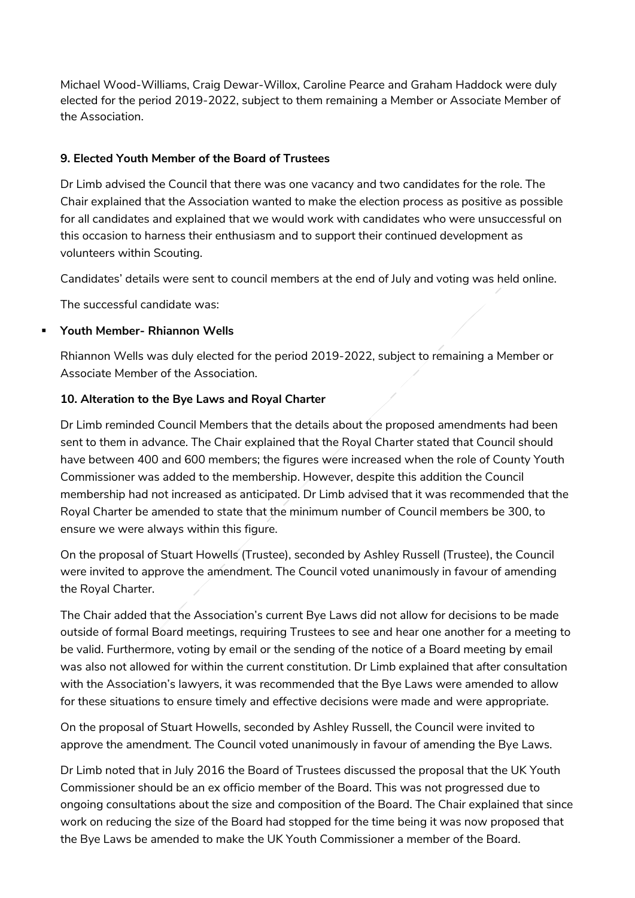Michael Wood-Williams, Craig Dewar-Willox, Caroline Pearce and Graham Haddock were duly elected for the period 2019-2022, subject to them remaining a Member or Associate Member of the Association.

**9. Elected Youth Member of the Board of Trustees**

Dr Limb advised the Council that there was one vacancy and two candidates for the role. The Chair explained that the Association wanted to make the election process as positive as possible for all candidates and explained that we would work with candidates who were unsuccessful on this occasion to harness their enthusiasm and to support their continued development as volunteers within Scouting.

Candidates' details were sent to council members at the end of July and voting was held online.

The successful candidate was:

- **Youth Member- Rhiannon Wells**

Rhiannon Wells was duly elected for the period 2019-2022, subject to remaining a Member or Associate Member of the Association.

**10. Alteration to the Bye Laws and Royal Charter**

Dr Limb reminded Council Members that the details about the proposed amendments had been sent to them in advance. The Chair explained that the Royal Charter stated that Council should have between 400 and 600 members; the figures were increased when the role of County Youth Commissioner was added to the membership. However, despite this addition the Council membership had not increased as anticipated. Dr Limb advised that it was recommended that the Royal Charter be amended to state that the minimum number of Council members be 300, to ensure we were always within this figure.

On the proposal of Stuart Howells (Trustee), seconded by Ashley Russell (Trustee), the Council were invited to approve the amendment. The Council voted unanimously in favour of amending the Royal Charter.

The Chair added that the Association's current Bye Laws did not allow for decisions to be made outside of formal Board meetings, requiring Trustees to see and hear one another for a meeting to be valid. Furthermore, voting by email or the sending of the notice of a Board meeting by email was also not allowed for within the current constitution. Dr Limb explained that after consultation with the Association's lawyers, it was recommended that the Bye Laws were amended to allow for these situations to ensure timely and effective decisions were made and were appropriate.

On the proposal of Stuart Howells, seconded by Ashley Russell, the Council were invited to approve the amendment. The Council voted unanimously in favour of amending the Bye Laws.

Dr Limb noted that in July 2016 the Board of Trustees discussed the proposal that the UK Youth Commissioner should be an ex officio member of the Board. This was not progressed due to ongoing consultations about the size and composition of the Board. The Chair explained that since work on reducing the size of the Board had stopped for the time being it was now proposed that the Bye Laws be amended to make the UK Youth Commissioner a member of the Board.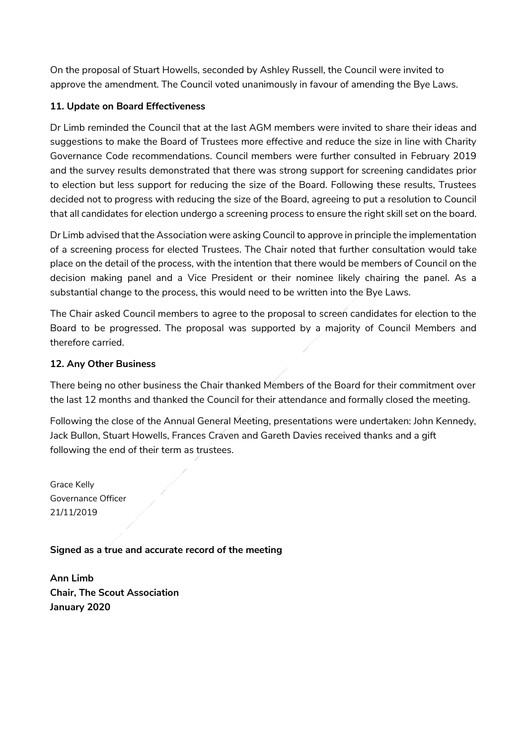On the proposal of Stuart Howells, seconded by Ashley Russell, the Council were invited to approve the amendment. The Council voted unanimously in favour of amending the Bye Laws.

**11. Update on Board Effectiveness**

Dr Limb reminded the Council that at the last AGM members were invited to share their ideas and suggestions to make the Board of Trustees more effective and reduce the size in line with Charity Governance Code recommendations. Council members were further consulted in February 2019 and the survey results demonstrated that there was strong support for screening candidates prior to election but less support for reducing the size of the Board. Following these results, Trustees decided not to progress with reducing the size of the Board, agreeing to put a resolution to Council that all candidates for election undergo a screening process to ensure the right skill set on the board.

Dr Limb advised that the Association were asking Council to approve in principle the implementation of a screening process for elected Trustees. The Chair noted that further consultation would take place on the detail of the process, with the intention that there would be members of Council on the decision making panel and a Vice President or their nominee likely chairing the panel. As a substantial change to the process, this would need to be written into the Bye Laws.

The Chair asked Council members to agree to the proposal to screen candidates for election to the Board to be progressed. The proposal was supported by a majority of Council Members and therefore carried.

**12. Any Other Business**

There being no other business the Chair thanked Members of the Board for their commitment over the last 12 months and thanked the Council for their attendance and formally closed the meeting.

Following the close of the Annual General Meeting, presentations were undertaken: John Kennedy, Jack Bullon, Stuart Howells, Frances Craven and Gareth Davies received thanks and a gift following the end of their term as trustees.

Grace Kelly
Governance Officer
21/11/2019

**Signed as a true and accurate record of the meeting**

**Ann Limb**
**Chair, The Scout Association**
**January 2020**